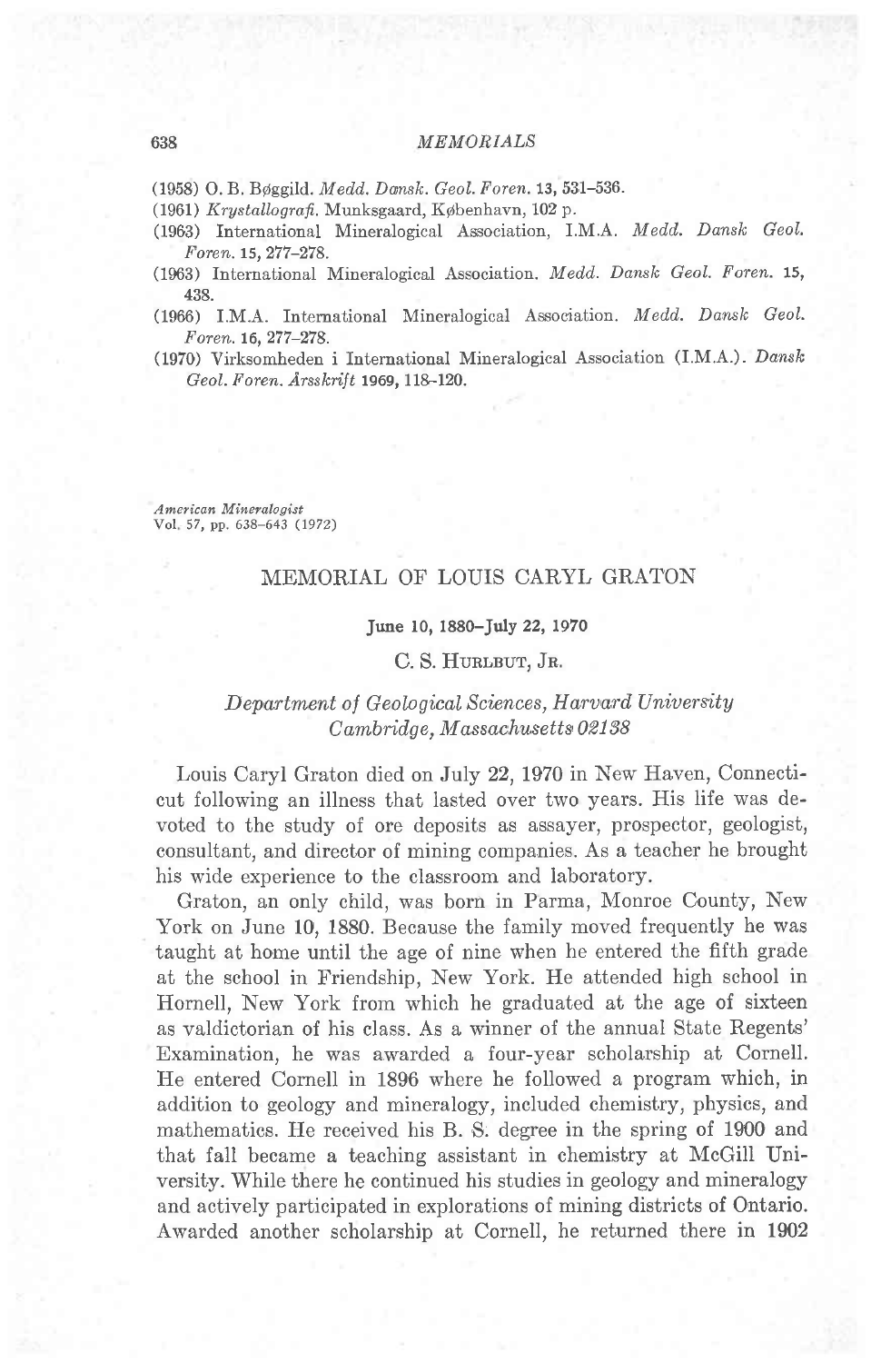(1958) O. B. Bøggild. *Medd. Dansk. Geol. Foren.* **13,** 531–536.

(1961) *Krystallografi.* Munksgaard, København, 102 p.

(1963) International Mineralogical Association, I.M.A. *Medd. Dansk Geol. Foren.* **15,** 277–278.

(1963) International Mineralogical Association. *Medd. Dansk Geol. Foren.* **15,** 438.

(1966) I.M.A. International Mineralogical Association. *Medd. Dansk Geol. Foren.* **16,** 277–278.

(1970) Virksomheden i International Mineralogical Association (I.M.A.). *Dansk Geol. Foren. Årsskrift* **1969,** 118–120.

*American Mineralogist*
Vol. 57, pp. 638–643 (1972)

# MEMORIAL OF LOUIS CARYL GRATON

**June 10, 1880–July 22, 1970**

C. S. Hurlbut, Jr.

*Department of Geological Sciences, Harvard University*
*Cambridge, Massachusetts 02138*

Louis Caryl Graton died on July 22, 1970 in New Haven, Connecticut following an illness that lasted over two years. His life was devoted to the study of ore deposits as assayer, prospector, geologist, consultant, and director of mining companies. As a teacher he brought his wide experience to the classroom and laboratory.

Graton, an only child, was born in Parma, Monroe County, New York on June 10, 1880. Because the family moved frequently he was taught at home until the age of nine when he entered the fifth grade at the school in Friendship, New York. He attended high school in Hornell, New York from which he graduated at the age of sixteen as valdictorian of his class. As a winner of the annual State Regents' Examination, he was awarded a four-year scholarship at Cornell. He entered Cornell in 1896 where he followed a program which, in addition to geology and mineralogy, included chemistry, physics, and mathematics. He received his B. S. degree in the spring of 1900 and that fall became a teaching assistant in chemistry at McGill University. While there he continued his studies in geology and mineralogy and actively participated in explorations of mining districts of Ontario. Awarded another scholarship at Cornell, he returned there in 1902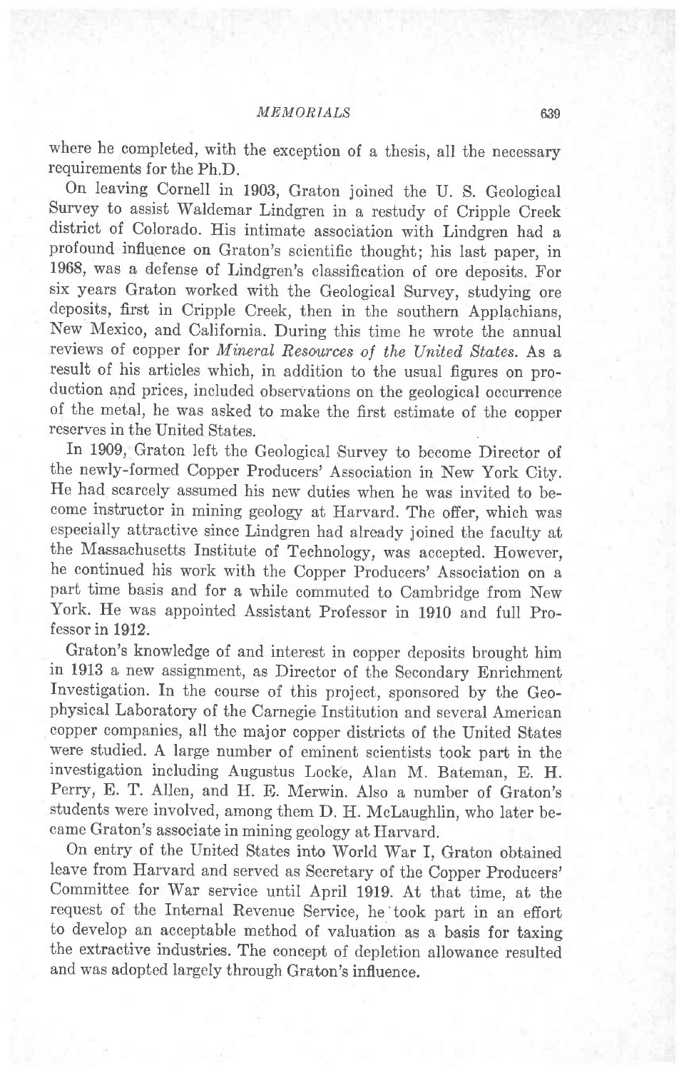where he completed, with the exception of a thesis, all the necessary requirements for the Ph.D.

On leaving Cornell in 1903, Graton joined the U. S. Geological Survey to assist Waldemar Lindgren in a restudy of Cripple Creek district of Colorado. His intimate association with Lindgren had a profound influence on Graton's scientific thought; his last paper, in 1968, was a defense of Lindgren's classification of ore deposits. For six years Graton worked with the Geological Survey, studying ore deposits, first in Cripple Creek, then in the southern Applachians, New Mexico, and California. During this time he wrote the annual reviews of copper for *Mineral Resources of the United States*. As a result of his articles which, in addition to the usual figures on production and prices, included observations on the geological occurrence of the metal, he was asked to make the first estimate of the copper reserves in the United States.

In 1909, Graton left the Geological Survey to become Director of the newly-formed Copper Producers' Association in New York City. He had scarcely assumed his new duties when he was invited to become instructor in mining geology at Harvard. The offer, which was especially attractive since Lindgren had already joined the faculty at the Massachusetts Institute of Technology, was accepted. However, he continued his work with the Copper Producers' Association on a part time basis and for a while commuted to Cambridge from New York. He was appointed Assistant Professor in 1910 and full Professor in 1912.

Graton's knowledge of and interest in copper deposits brought him in 1913 a new assignment, as Director of the Secondary Enrichment Investigation. In the course of this project, sponsored by the Geophysical Laboratory of the Carnegie Institution and several American copper companies, all the major copper districts of the United States were studied. A large number of eminent scientists took part in the investigation including Augustus Locke, Alan M. Bateman, E. H. Perry, E. T. Allen, and H. E. Merwin. Also a number of Graton's students were involved, among them D. H. McLaughlin, who later became Graton's associate in mining geology at Harvard.

On entry of the United States into World War I, Graton obtained leave from Harvard and served as Secretary of the Copper Producers' Committee for War service until April 1919. At that time, at the request of the Internal Revenue Service, he took part in an effort to develop an acceptable method of valuation as a basis for taxing the extractive industries. The concept of depletion allowance resulted and was adopted largely through Graton's influence.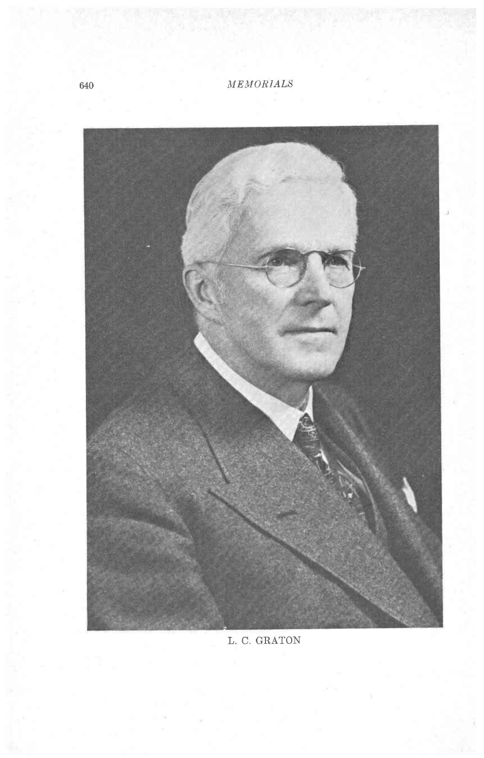L. C. GRATON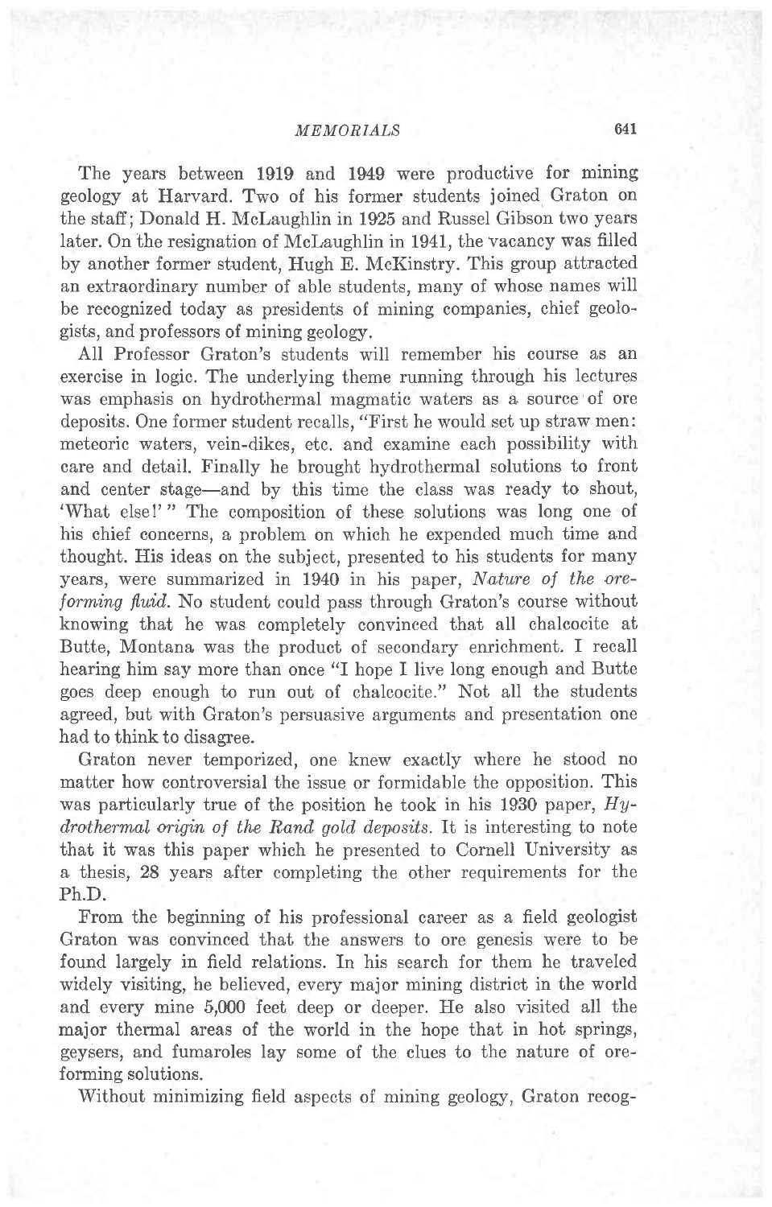The years between 1919 and 1949 were productive for mining geology at Harvard. Two of his former students joined Graton on the staff; Donald H. McLaughlin in 1925 and Russel Gibson two years later. On the resignation of McLaughlin in 1941, the vacancy was filled by another former student, Hugh E. McKinstry. This group attracted an extraordinary number of able students, many of whose names will be recognized today as presidents of mining companies, chief geologists, and professors of mining geology.

All Professor Graton's students will remember his course as an exercise in logic. The underlying theme running through his lectures was emphasis on hydrothermal magmatic waters as a source of ore deposits. One former student recalls, "First he would set up straw men: meteoric waters, vein-dikes, etc. and examine each possibility with care and detail. Finally he brought hydrothermal solutions to front and center stage—and by this time the class was ready to shout, 'What else!'" The composition of these solutions was long one of his chief concerns, a problem on which he expended much time and thought. His ideas on the subject, presented to his students for many years, were summarized in 1940 in his paper, *Nature of the ore-forming fluid.* No student could pass through Graton's course without knowing that he was completely convinced that all chalcocite at Butte, Montana was the product of secondary enrichment. I recall hearing him say more than once "I hope I live long enough and Butte goes deep enough to run out of chalcocite." Not all the students agreed, but with Graton's persuasive arguments and presentation one had to think to disagree.

Graton never temporized, one knew exactly where he stood no matter how controversial the issue or formidable the opposition. This was particularly true of the position he took in his 1930 paper, *Hydrothermal origin of the Rand gold deposits.* It is interesting to note that it was this paper which he presented to Cornell University as a thesis, 28 years after completing the other requirements for the Ph.D.

From the beginning of his professional career as a field geologist Graton was convinced that the answers to ore genesis were to be found largely in field relations. In his search for them he traveled widely visiting, he believed, every major mining district in the world and every mine 5,000 feet deep or deeper. He also visited all the major thermal areas of the world in the hope that in hot springs, geysers, and fumaroles lay some of the clues to the nature of ore-forming solutions.

Without minimizing field aspects of mining geology, Graton recog-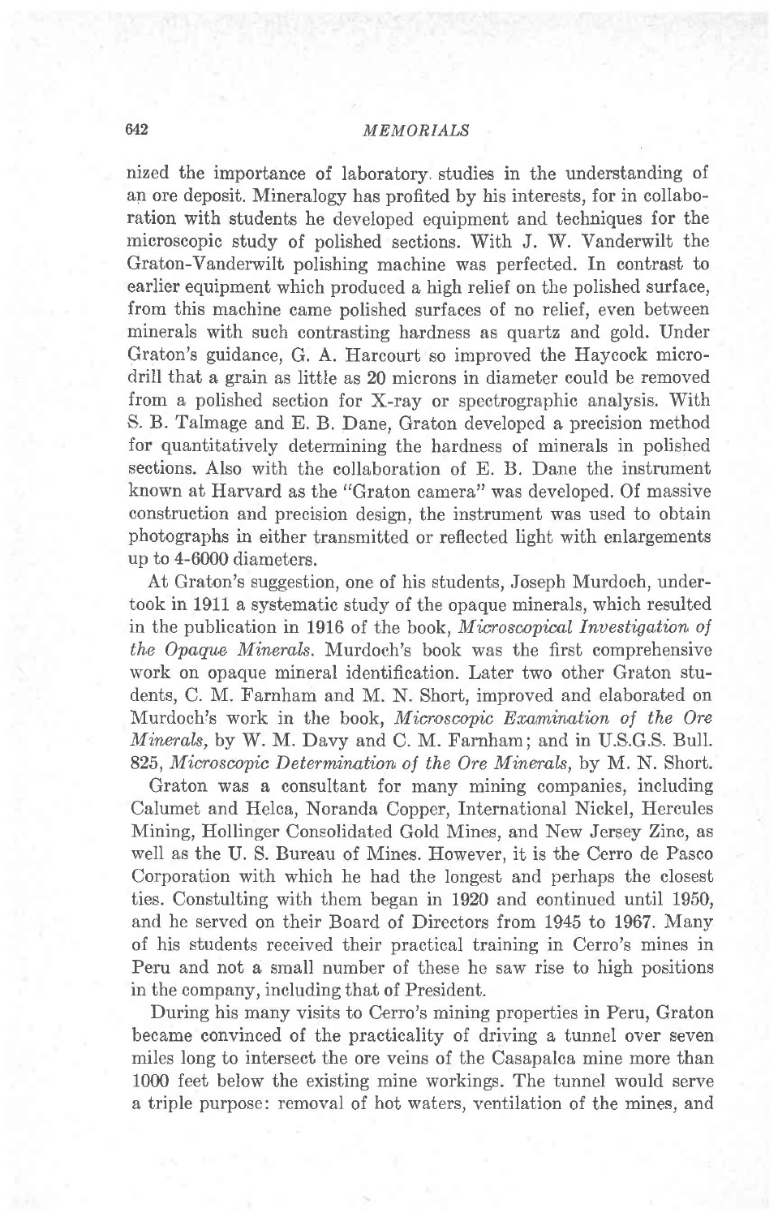nized the importance of laboratory studies in the understanding of an ore deposit. Mineralogy has profited by his interests, for in collaboration with students he developed equipment and techniques for the microscopic study of polished sections. With J. W. Vanderwilt the Graton-Vanderwilt polishing machine was perfected. In contrast to earlier equipment which produced a high relief on the polished surface, from this machine came polished surfaces of no relief, even between minerals with such contrasting hardness as quartz and gold. Under Graton's guidance, G. A. Harcourt so improved the Haycock microdrill that a grain as little as 20 microns in diameter could be removed from a polished section for X-ray or spectrographic analysis. With S. B. Talmage and E. B. Dane, Graton developed a precision method for quantitatively determining the hardness of minerals in polished sections. Also with the collaboration of E. B. Dane the instrument known at Harvard as the "Graton camera" was developed. Of massive construction and precision design, the instrument was used to obtain photographs in either transmitted or reflected light with enlargements up to 4-6000 diameters.

At Graton's suggestion, one of his students, Joseph Murdoch, undertook in 1911 a systematic study of the opaque minerals, which resulted in the publication in 1916 of the book, *Microscopical Investigation of the Opaque Minerals*. Murdoch's book was the first comprehensive work on opaque mineral identification. Later two other Graton students, C. M. Farnham and M. N. Short, improved and elaborated on Murdoch's work in the book, *Microscopic Examination of the Ore Minerals*, by W. M. Davy and C. M. Farnham; and in U.S.G.S. Bull. 825, *Microscopic Determination of the Ore Minerals*, by M. N. Short.

Graton was a consultant for many mining companies, including Calumet and Helca, Noranda Copper, International Nickel, Hercules Mining, Hollinger Consolidated Gold Mines, and New Jersey Zinc, as well as the U. S. Bureau of Mines. However, it is the Cerro de Pasco Corporation with which he had the longest and perhaps the closest ties. Constulting with them began in 1920 and continued until 1950, and he served on their Board of Directors from 1945 to 1967. Many of his students received their practical training in Cerro's mines in Peru and not a small number of these he saw rise to high positions in the company, including that of President.

During his many visits to Cerro's mining properties in Peru, Graton became convinced of the practicality of driving a tunnel over seven miles long to intersect the ore veins of the Casapalca mine more than 1000 feet below the existing mine workings. The tunnel would serve a triple purpose: removal of hot waters, ventilation of the mines, and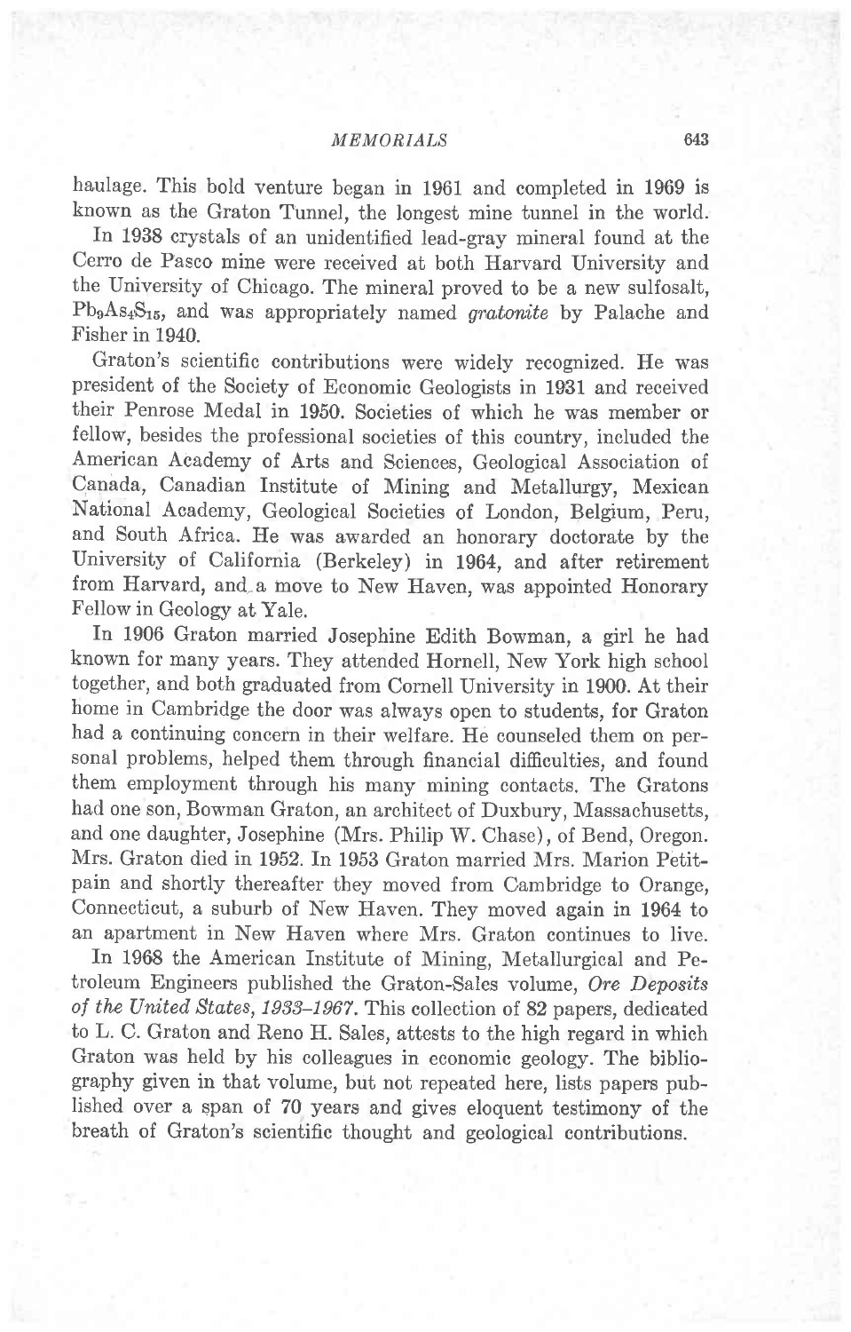haulage. This bold venture began in 1961 and completed in 1969 is known as the Graton Tunnel, the longest mine tunnel in the world.

In 1938 crystals of an unidentified lead-gray mineral found at the Cerro de Pasco mine were received at both Harvard University and the University of Chicago. The mineral proved to be a new sulfosalt, $Pb_9As_4S_{15}$, and was appropriately named *gratonite* by Palache and Fisher in 1940.

Graton's scientific contributions were widely recognized. He was president of the Society of Economic Geologists in 1931 and received their Penrose Medal in 1950. Societies of which he was member or fellow, besides the professional societies of this country, included the American Academy of Arts and Sciences, Geological Association of Canada, Canadian Institute of Mining and Metallurgy, Mexican National Academy, Geological Societies of London, Belgium, Peru, and South Africa. He was awarded an honorary doctorate by the University of California (Berkeley) in 1964, and after retirement from Harvard, and a move to New Haven, was appointed Honorary Fellow in Geology at Yale.

In 1906 Graton married Josephine Edith Bowman, a girl he had known for many years. They attended Hornell, New York high school together, and both graduated from Cornell University in 1900. At their home in Cambridge the door was always open to students, for Graton had a continuing concern in their welfare. He counseled them on personal problems, helped them through financial difficulties, and found them employment through his many mining contacts. The Gratons had one son, Bowman Graton, an architect of Duxbury, Massachusetts, and one daughter, Josephine (Mrs. Philip W. Chase), of Bend, Oregon. Mrs. Graton died in 1952. In 1953 Graton married Mrs. Marion Petitpain and shortly thereafter they moved from Cambridge to Orange, Connecticut, a suburb of New Haven. They moved again in 1964 to an apartment in New Haven where Mrs. Graton continues to live.

In 1968 the American Institute of Mining, Metallurgical and Petroleum Engineers published the Graton-Sales volume, *Ore Deposits of the United States, 1933–1967*. This collection of 82 papers, dedicated to L. C. Graton and Reno H. Sales, attests to the high regard in which Graton was held by his colleagues in economic geology. The bibliography given in that volume, but not repeated here, lists papers published over a span of 70 years and gives eloquent testimony of the breath of Graton's scientific thought and geological contributions.